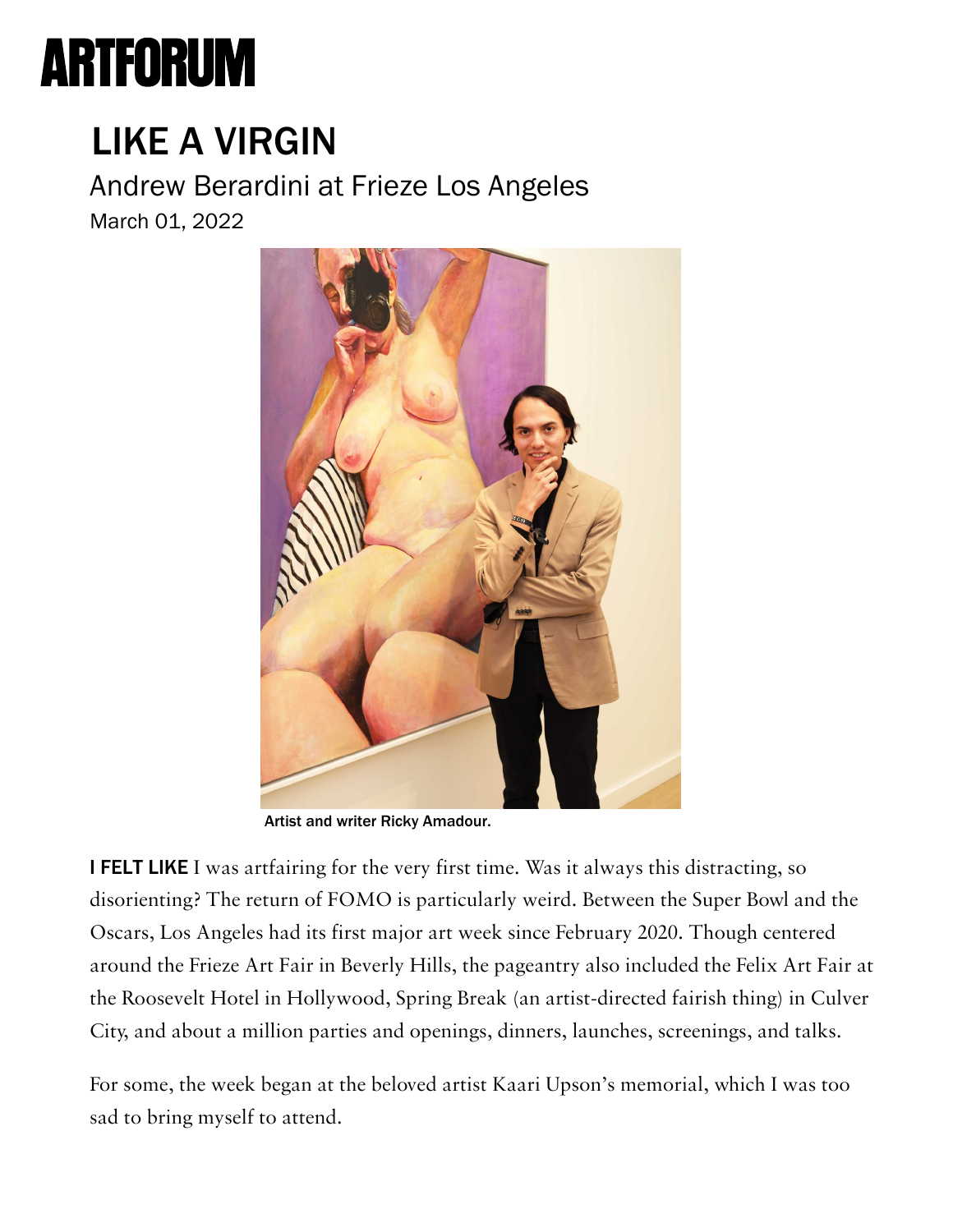# ARTFORUM

## LIKE A VIRGIN

### Andrew Berardini at Frieze Los Angeles

March 01, 2022

Artist and writer Ricky Amadour.

**I FELT LIKE** I was artfairing for the very first time. Was it always this distracting, so disorienting? The return of FOMO is particularly weird. Between the Super Bowl and the Oscars, Los Angeles had its first major art week since February 2020. Though centered around the Frieze Art Fair in Beverly Hills, the pageantry also included the Felix Art Fair at the Roosevelt Hotel in Hollywood, Spring Break (an artist-directed fairish thing) in Culver City, and about a million parties and openings, dinners, launches, screenings, and talks.

For some, the week began at the beloved artist Kaari Upson's memorial, which I was too sad to bring myself to attend.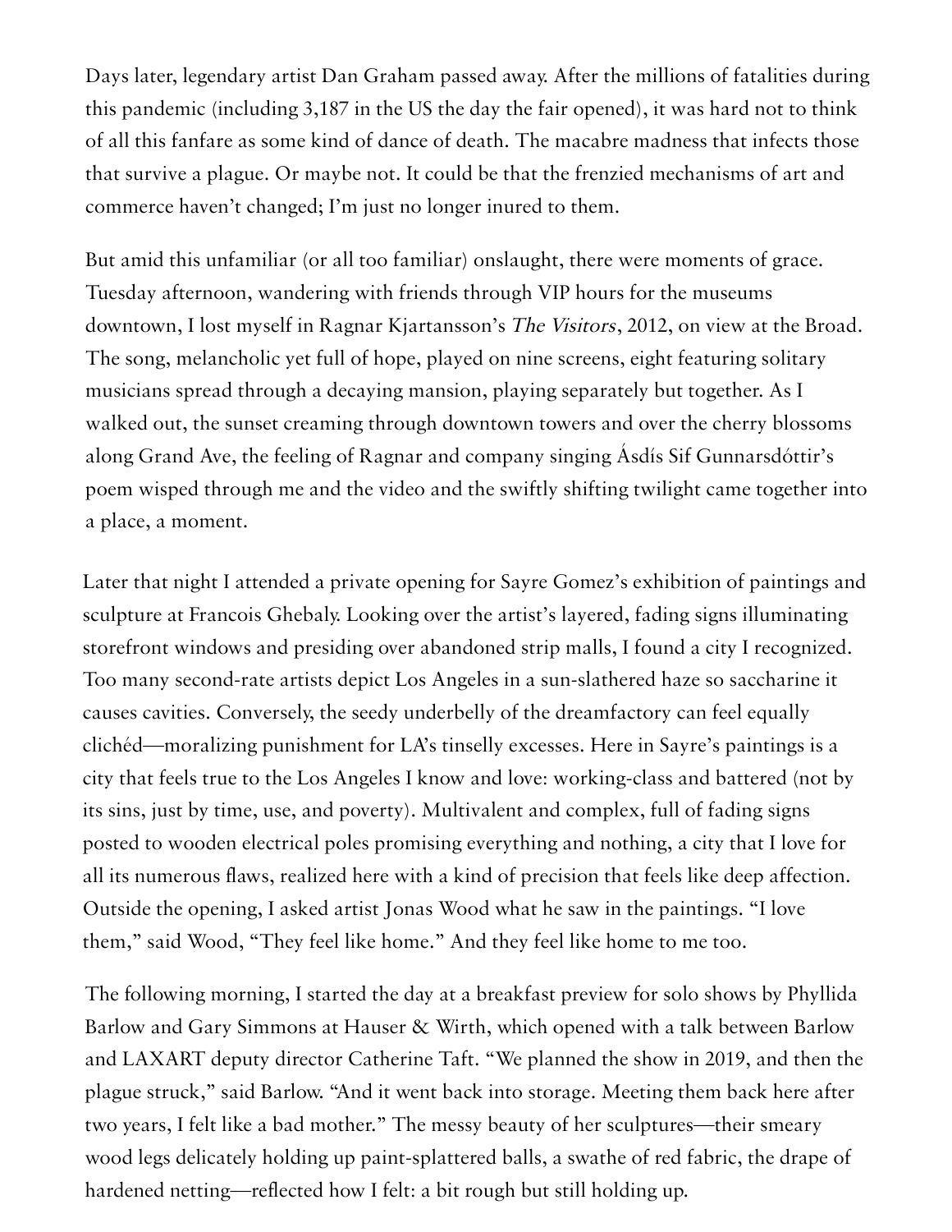Days later, legendary artist Dan Graham passed away. After the millions of fatalities during this pandemic (including 3,187 in the US the day the fair opened), it was hard not to think of all this fanfare as some kind of dance of death. The macabre madness that infects those that survive a plague. Or maybe not. It could be that the frenzied mechanisms of art and commerce haven't changed; I'm just no longer inured to them.

But amid this unfamiliar (or all too familiar) onslaught, there were moments of grace. Tuesday afternoon, wandering with friends through VIP hours for the museums downtown, I lost myself in Ragnar Kjartansson's *The Visitors*, 2012, on view at the Broad. The song, melancholic yet full of hope, played on nine screens, eight featuring solitary musicians spread through a decaying mansion, playing separately but together. As I walked out, the sunset creaming through downtown towers and over the cherry blossoms along Grand Ave, the feeling of Ragnar and company singing Ásdís Sif Gunnarsdóttir's poem wisped through me and the video and the swiftly shifting twilight came together into a place, a moment.

Later that night I attended a private opening for Sayre Gomez's exhibition of paintings and sculpture at Francois Ghebaly. Looking over the artist's layered, fading signs illuminating storefront windows and presiding over abandoned strip malls, I found a city I recognized. Too many second-rate artists depict Los Angeles in a sun-slathered haze so saccharine it causes cavities. Conversely, the seedy underbelly of the dreamfactory can feel equally clichéd—moralizing punishment for LA's tinselly excesses. Here in Sayre's paintings is a city that feels true to the Los Angeles I know and love: working-class and battered (not by its sins, just by time, use, and poverty). Multivalent and complex, full of fading signs posted to wooden electrical poles promising everything and nothing, a city that I love for all its numerous flaws, realized here with a kind of precision that feels like deep affection. Outside the opening, I asked artist Jonas Wood what he saw in the paintings. "I love them," said Wood, "They feel like home." And they feel like home to me too.

The following morning, I started the day at a breakfast preview for solo shows by Phyllida Barlow and Gary Simmons at Hauser & Wirth, which opened with a talk between Barlow and LAXART deputy director Catherine Taft. "We planned the show in 2019, and then the plague struck," said Barlow. "And it went back into storage. Meeting them back here after two years, I felt like a bad mother." The messy beauty of her sculptures—their smeary wood legs delicately holding up paint-splattered balls, a swathe of red fabric, the drape of hardened netting—reflected how I felt: a bit rough but still holding up.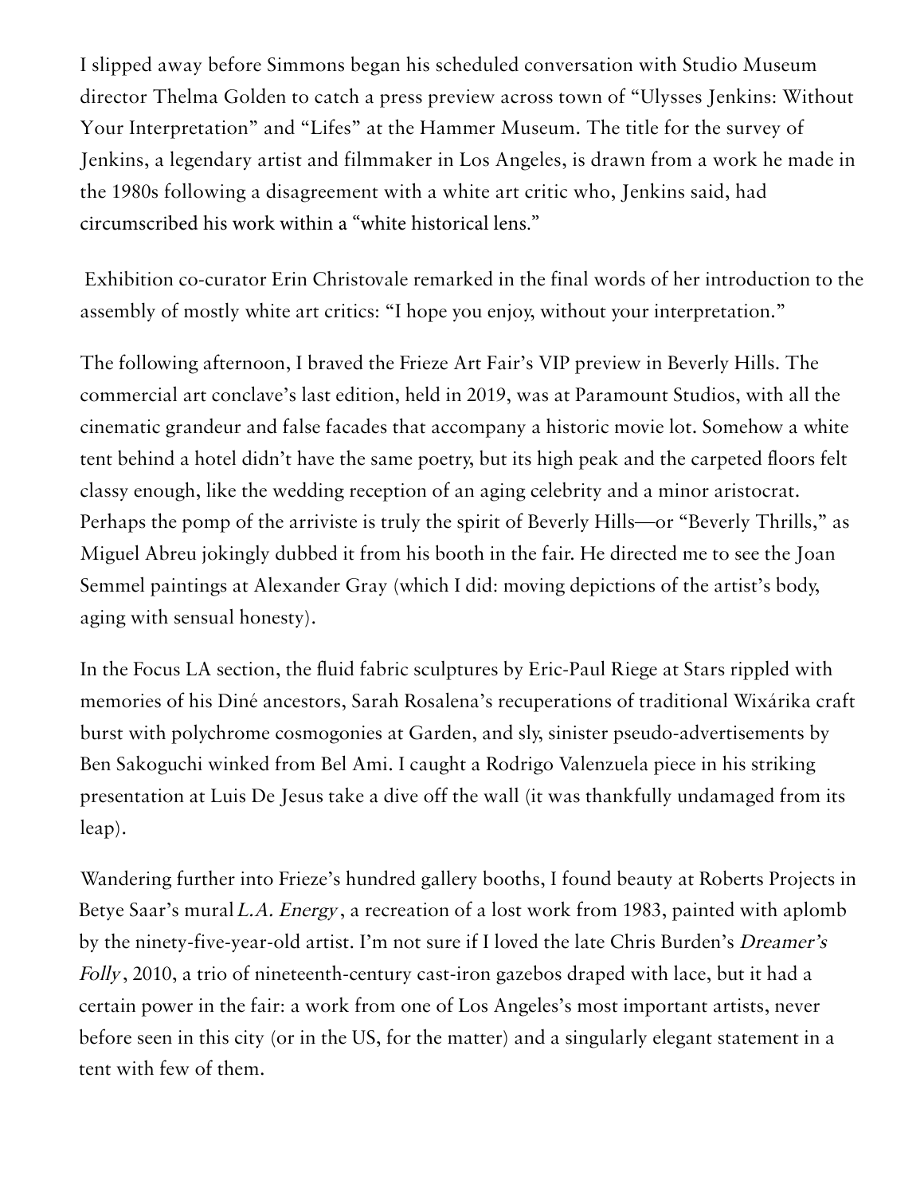I slipped away before Simmons began his scheduled conversation with Studio Museum director Thelma Golden to catch a press preview across town of "Ulysses Jenkins: Without Your Interpretation" and "Lifes" at the Hammer Museum. The title for the survey of Jenkins, a legendary artist and filmmaker in Los Angeles, is drawn from a work he made in the 1980s following a disagreement with a white art critic who, Jenkins said, had circumscribed his work within a "white historical lens."

Exhibition co-curator Erin Christovale remarked in the final words of her introduction to the assembly of mostly white art critics: "I hope you enjoy, without your interpretation."

The following afternoon, I braved the Frieze Art Fair's VIP preview in Beverly Hills. The commercial art conclave's last edition, held in 2019, was at Paramount Studios, with all the cinematic grandeur and false facades that accompany a historic movie lot. Somehow a white tent behind a hotel didn't have the same poetry, but its high peak and the carpeted floors felt classy enough, like the wedding reception of an aging celebrity and a minor aristocrat. Perhaps the pomp of the arriviste is truly the spirit of Beverly Hills—or "Beverly Thrills," as Miguel Abreu jokingly dubbed it from his booth in the fair. He directed me to see the Joan Semmel paintings at Alexander Gray (which I did: moving depictions of the artist's body, aging with sensual honesty).

In the Focus LA section, the fluid fabric sculptures by Eric-Paul Riege at Stars rippled with memories of his Diné ancestors, Sarah Rosalena's recuperations of traditional Wixárika craft burst with polychrome cosmogonies at Garden, and sly, sinister pseudo-advertisements by Ben Sakoguchi winked from Bel Ami. I caught a Rodrigo Valenzuela piece in his striking presentation at Luis De Jesus take a dive off the wall (it was thankfully undamaged from its leap).

Wandering further into Frieze's hundred gallery booths, I found beauty at Roberts Projects in Betye Saar's mural *L.A. Energy*, a recreation of a lost work from 1983, painted with aplomb by the ninety-five-year-old artist. I'm not sure if I loved the late Chris Burden's *Dreamer's Folly*, 2010, a trio of nineteenth-century cast-iron gazebos draped with lace, but it had a certain power in the fair: a work from one of Los Angeles's most important artists, never before seen in this city (or in the US, for the matter) and a singularly elegant statement in a tent with few of them.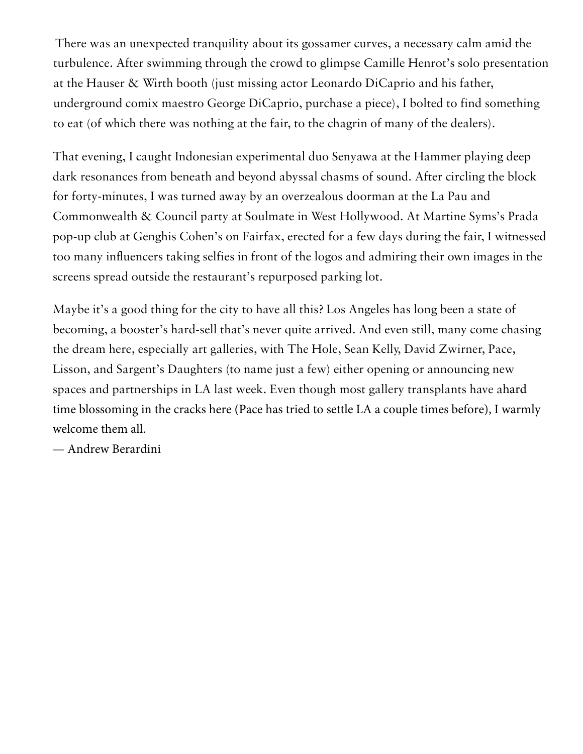There was an unexpected tranquility about its gossamer curves, a necessary calm amid the turbulence. After swimming through the crowd to glimpse Camille Henrot's solo presentation at the Hauser & Wirth booth (just missing actor Leonardo DiCaprio and his father, underground comix maestro George DiCaprio, purchase a piece), I bolted to find something to eat (of which there was nothing at the fair, to the chagrin of many of the dealers).

That evening, I caught Indonesian experimental duo Senyawa at the Hammer playing deep dark resonances from beneath and beyond abyssal chasms of sound. After circling the block for forty-minutes, I was turned away by an overzealous doorman at the La Pau and Commonwealth & Council party at Soulmate in West Hollywood. At Martine Syms's Prada pop-up club at Genghis Cohen's on Fairfax, erected for a few days during the fair, I witnessed too many influencers taking selfies in front of the logos and admiring their own images in the screens spread outside the restaurant's repurposed parking lot.

Maybe it's a good thing for the city to have all this? Los Angeles has long been a state of becoming, a booster's hard-sell that's never quite arrived. And even still, many come chasing the dream here, especially art galleries, with The Hole, Sean Kelly, David Zwirner, Pace, Lisson, and Sargent's Daughters (to name just a few) either opening or announcing new spaces and partnerships in LA last week. Even though most gallery transplants have ahard time blossoming in the cracks here (Pace has tried to settle LA a couple times before), I warmly welcome them all.

— Andrew Berardini